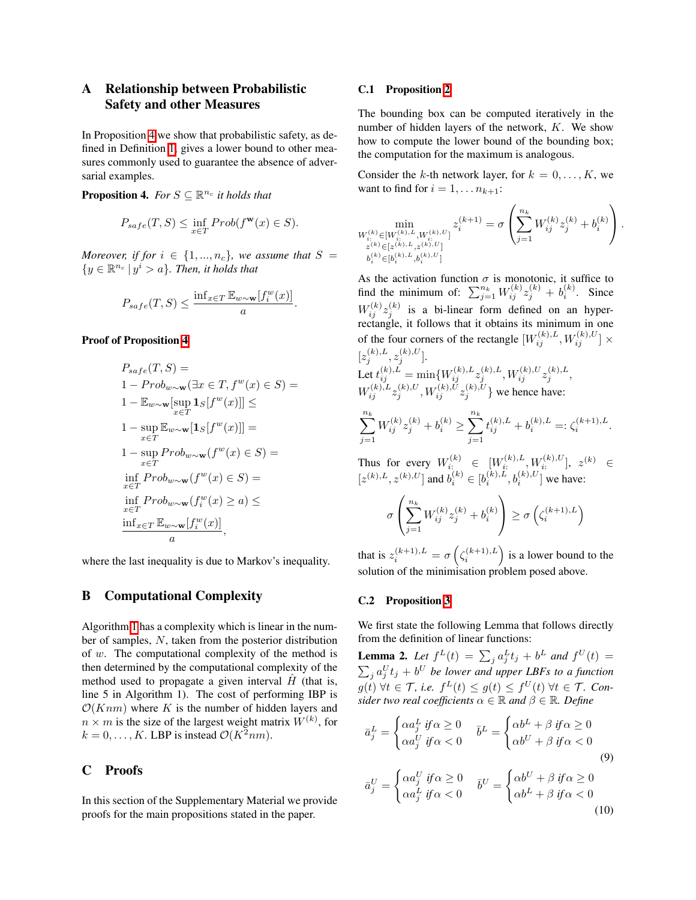# A Relationship between Probabilistic Safety and other Measures

In Proposition 4 we show that probabilistic safety, as defined in Definition 1, gives a lower bound to other measures commonly used to guarantee the absence of adversarial examples.

**Proposition 4.** *For $S \subseteq \mathbb{R}^{n_c}$ it holds that*

$$P_{safe}(T, S) \leq \inf_{x \in T} Prob(f^{\mathbf{w}}(x) \in S).$$

*Moreover, if for $i \in \{1, ..., n_c\}$, we assume that $S = \{y \in \mathbb{R}^{n_c} \,|\, y^i > a\}$. Then, it holds that*

$$P_{safe}(T, S) \leq \frac{\inf_{x \in T} \mathbb{E}_{w \sim \mathbf{w}}[f_i^w(x)]}{a}.$$

**Proof of Proposition 4**

$$\begin{aligned}
&P_{safe}(T, S) = \\
&1 - Prob_{w \sim \mathbf{w}}(\exists x \in T, f^w(x) \in S) = \\
&1 - \mathbb{E}_{w \sim \mathbf{w}}[\sup_{x \in T} \mathbf{1}_S[f^w(x)]] \leq \\
&1 - \sup_{x \in T} \mathbb{E}_{w \sim \mathbf{w}}[\mathbf{1}_S[f^w(x)]] = \\
&1 - \sup_{x \in T} Prob_{w \sim \mathbf{w}}(f^w(x) \in S) = \\
&\inf_{x \in T} Prob_{w \sim \mathbf{w}}(f^w(x) \in S) = \\
&\inf_{x \in T} Prob_{w \sim \mathbf{w}}(f_i^w(x) \geq a) \leq \\
&\frac{\inf_{x \in T} \mathbb{E}_{w \sim \mathbf{w}}[f_i^w(x)]}{a},
\end{aligned}$$

where the last inequality is due to Markov's inequality.

# B Computational Complexity

Algorithm 1 has a complexity which is linear in the number of samples, $N$, taken from the posterior distribution of $w$. The computational complexity of the method is then determined by the computational complexity of the method used to propagate a given interval $\hat{H}$ (that is, line 5 in Algorithm 1). The cost of performing IBP is $\mathcal{O}(Knm)$ where $K$ is the number of hidden layers and $n \times m$ is the size of the largest weight matrix $W^{(k)}$, for $k = 0, \ldots, K$. LBP is instead $\mathcal{O}(K^2 nm)$.

# C Proofs

In this section of the Supplementary Material we provide proofs for the main propositions stated in the paper.

## C.1 Proposition 2

The bounding box can be computed iteratively in the number of hidden layers of the network, $K$. We show how to compute the lower bound of the bounding box; the computation for the maximum is analogous.

Consider the $k$-th network layer, for $k = 0, \ldots, K$, we want to find for $i = 1, \ldots n_{k+1}$:

$$\min_{\substack{W_{i:}^{(k)} \in [W_{i:}^{(k),L}, W_{i:}^{(k),U}] \\ z^{(k)} \in [z^{(k),L}, z^{(k),U}] \\ b_i^{(k)} \in [b_i^{(k),L}, b_i^{(k),U}]}} z_i^{(k+1)} = \sigma\left(\sum_{j=1}^{n_k} W_{ij}^{(k)} z_j^{(k)} + b_i^{(k)}\right).$$

As the activation function $\sigma$ is monotonic, it suffice to find the minimum of: $\sum_{j=1}^{n_k} W_{ij}^{(k)} z_j^{(k)} + b_i^{(k)}$. Since $W_{ij}^{(k)} z_j^{(k)}$ is a bi-linear form defined on an hyper-rectangle, it follows that it obtains its minimum in one of the four corners of the rectangle $[W_{ij}^{(k),L}, W_{ij}^{(k),U}] \times [z_j^{(k),L}, z_j^{(k),U}]$.
Let $t_{ij}^{(k),L} = \min\{W_{ij}^{(k),L} z_j^{(k),L}, W_{ij}^{(k),U} z_j^{(k),L}, W_{ij}^{(k),L} z_j^{(k),U}, W_{ij}^{(k),U} z_j^{(k),U}\}$ we hence have:

$$\sum_{j=1}^{n_k} W_{ij}^{(k)} z_j^{(k)} + b_i^{(k)} \geq \sum_{j=1}^{n_k} t_{ij}^{(k),L} + b_i^{(k),L} =: \zeta_i^{(k+1),L}.$$

Thus for every $W_{i:}^{(k)} \in [W_{i:}^{(k),L}, W_{i:}^{(k),U}]$, $z^{(k)} \in [z^{(k),L}, z^{(k),U}]$ and $b_i^{(k)} \in [b_i^{(k),L}, b_i^{(k),U}]$ we have:

$$\sigma\left(\sum_{j=1}^{n_k} W_{ij}^{(k)} z_j^{(k)} + b_i^{(k)}\right) \geq \sigma\left(\zeta_i^{(k+1),L}\right)$$

that is $z_i^{(k+1),L} = \sigma\left(\zeta_i^{(k+1),L}\right)$ is a lower bound to the solution of the minimisation problem posed above.

## C.2 Proposition 3

We first state the following Lemma that follows directly from the definition of linear functions:

**Lemma 2.** *Let $f^L(t) = \sum_j a_j^L t_j + b^L$ and $f^U(t) = \sum_j a_j^U t_j + b^U$ be lower and upper LBFs to a function $g(t)$ $\forall t \in \mathcal{T}$, i.e. $f^L(t) \leq g(t) \leq f^U(t)$ $\forall t \in \mathcal{T}$. Consider two real coefficients $\alpha \in \mathbb{R}$ and $\beta \in \mathbb{R}$. Define*

$$\bar{a}_j^L = \begin{cases} \alpha a_j^L & \text{if } \alpha \geq 0 \\ \alpha a_j^U & \text{if } \alpha < 0 \end{cases} \quad \bar{b}^L = \begin{cases} \alpha b^L + \beta & \text{if } \alpha \geq 0 \\ \alpha b^U + \beta & \text{if } \alpha < 0 \end{cases} \tag{9}$$

$$\bar{a}_j^U = \begin{cases} \alpha a_j^U & \text{if } \alpha \geq 0 \\ \alpha a_j^L & \text{if } \alpha < 0 \end{cases} \quad \bar{b}^U = \begin{cases} \alpha b^U + \beta & \text{if } \alpha \geq 0 \\ \alpha b^L + \beta & \text{if } \alpha < 0 \end{cases} \tag{10}$$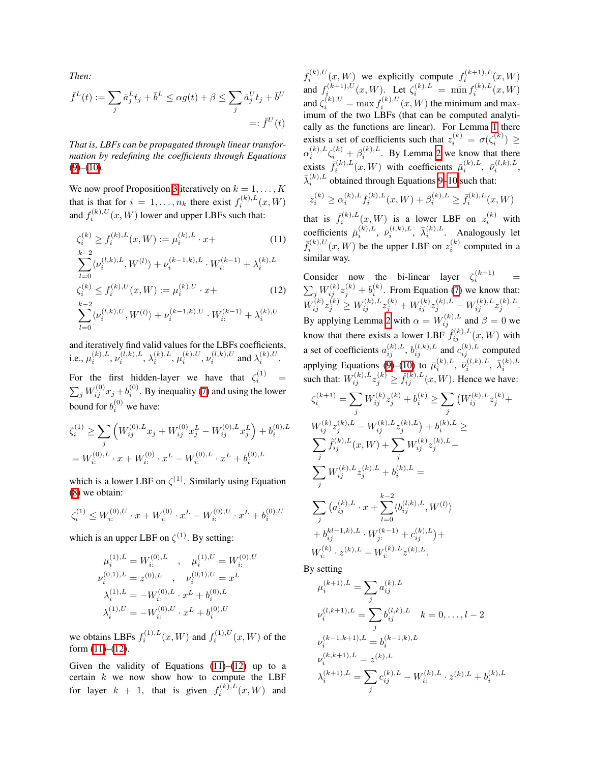*Then:*

$$\bar{f}^L(t) := \sum_j \bar{a}_j^L t_j + \bar{b}^L \leq \alpha g(t) + \beta \leq \sum_j \bar{a}_j^U t_j + \bar{b}^U =: \bar{f}^U(t)$$

*That is, LBFs can be propagated through linear transformation by redefining the coefficients through Equations (9)–(10).*

We now proof Proposition 3 iteratively on $k = 1, \ldots, K$ that is that for $i = 1, \ldots, n_k$ there exist $f_i^{(k),L}(x, W)$ and $f_i^{(k),U}(x, W)$ lower and upper LBFs such that:

$$\zeta_i^{(k)} \geq f_i^{(k),L}(x, W) := \mu_i^{(k),L} \cdot x + \sum_{l=0}^{k-2} \langle \nu_i^{(l,k),L}, W^{(l)} \rangle + \nu_i^{(k-1,k),L} \cdot W_{i:}^{(k-1)} + \lambda_i^{(k),L} \quad (11)$$

$$\zeta_i^{(k)} \leq f_i^{(k),U}(x, W) := \mu_i^{(k),U} \cdot x + \sum_{l=0}^{k-2} \langle \nu_i^{(l,k),U}, W^{(l)} \rangle + \nu_i^{(k-1,k),U} \cdot W_{i:}^{(k-1)} + \lambda_i^{(k),U} \quad (12)$$

and iteratively find valid values for the LBFs coefficients, i.e., $\mu_i^{(k),L}$, $\nu_i^{(l,k),L}$, $\lambda_i^{(k),L}$, $\mu_i^{(k),U}$, $\nu_i^{(l,k),U}$ and $\lambda_i^{(k),U}$.

For the first hidden-layer we have that $\zeta_i^{(1)} = \sum_j W_{ij}^{(0)} x_j + b_i^{(0)}$. By inequality (7) and using the lower bound for $b_i^{(0)}$ we have:

$$\zeta_i^{(1)} \geq \sum_j \left( W_{ij}^{(0),L} x_j + W_{ij}^{(0)} x_j^L - W_{ij}^{(0),L} x_j^L \right) + b_i^{(0),L}$$
$$= W_{i:}^{(0),L} \cdot x + W_{i:}^{(0)} \cdot x^L - W_{i:}^{(0),L} \cdot x^L + b_i^{(0),L}$$

which is a lower LBF on $\zeta^{(1)}$. Similarly using Equation (8) we obtain:

$$\zeta_i^{(1)} \leq W_{i:}^{(0),U} \cdot x + W_{i:}^{(0)} \cdot x^L - W_{i:}^{(0),U} \cdot x^L + b_i^{(0),U}$$

which is an upper LBF on $\zeta^{(1)}$. By setting:

$$\mu_i^{(1),L} = W_{i:}^{(0),L} \quad , \quad \mu_i^{(1),U} = W_{i:}^{(0),U}$$
$$\nu_i^{(0,1),L} = z^{(0),L} \quad , \quad \nu_i^{(0,1),U} = x^L$$
$$\lambda_i^{(1),L} = -W_{i:}^{(0),L} \cdot x^L + b_i^{(0),L}$$
$$\lambda_i^{(1),U} = -W_{i:}^{(0),U} \cdot x^L + b_i^{(0),U}$$

we obtains LBFs $f_i^{(1),L}(x, W)$ and $f_i^{(1),U}(x, W)$ of the form (11)–(12).

Given the validity of Equations (11)–(12) up to a certain $k$ we now show how to compute the LBF for layer $k+1$, that is given $f_i^{(k),L}(x, W)$ and $f_i^{(k),U}(x, W)$ we explicitly compute $f_i^{(k+1),L}(x, W)$ and $f_i^{(k+1),U}(x, W)$. Let $\zeta_i^{(k),L} = \min f_i^{(k),L}(x, W)$ and $\zeta_i^{(k),U} = \max f_i^{(k),U}(x, W)$ the minimum and maximum of the two LBFs (that can be computed analytically as the functions are linear). For Lemma 1 there exists a set of coefficients such that $z_i^{(k)} = \sigma(\zeta_i^{(k)}) \geq \alpha_i^{(k),L} \zeta_i^{(k)} + \beta_i^{(k),L}$. By Lemma 2 we know that there exists $\bar{f}_i^{(k),L}(x, W)$ with coefficients $\bar{\mu}_i^{(k),L}$, $\bar{\nu}_i^{(l,k),L}$, $\bar{\lambda}_i^{(k),L}$ obtained through Equations 9-10 such that:

$$z_i^{(k)} \geq \alpha_i^{(k),L} f_i^{(k),L}(x, W) + \beta_i^{(k),L} \geq \bar{f}_i^{(k),L}(x, W)$$

that is $\bar{f}_i^{(k),L}(x, W)$ is a lower LBF on $z_i^{(k)}$ with coefficients $\bar{\mu}_i^{(k),L}$, $\bar{\nu}_i^{(l,k),L}$, $\bar{\lambda}_i^{(k),L}$. Analogously let $\bar{f}_i^{(k),U}(x, W)$ be the upper LBF on $z_i^{(k)}$ computed in a similar way.

Consider now the bi-linear layer $\zeta_i^{(k+1)} = \sum_j W_{ij}^{(k)} z_j^{(k)} + b_i^{(k)}$. From Equation (7) we know that: $W_{ij}^{(k)} z_j^{(k)} \geq W_{ij}^{(k),L} z_j^{(k)} + W_{ij}^{(k)} z_j^{(k),L} - W_{ij}^{(k),L} z_j^{(k),L}$. By applying Lemma 2 with $\alpha = W_{ij}^{(k),L}$ and $\beta = 0$ we know that there exists a lower LBF $\hat{f}_{ij}^{(k),L}(x, W)$ with a set of coefficients $a_{ij}^{(k),L}$, $b_{ij}^{(l,k),L}$ and $c_{ij}^{(k),L}$ computed applying Equations (9)–(10) to $\bar{\mu}_i^{(k),L}$, $\bar{\nu}_i^{(l,k),L}$, $\bar{\lambda}_i^{(k),L}$ such that: $W_{ij}^{(k),L} z_j^{(k)} \geq \hat{f}_{ij}^{(k),L}(x, W)$. Hence we have:

$$\zeta_i^{(k+1)} = \sum_j W_{ij}^{(k)} z_j^{(k)} + b_i^{(k)} \geq \sum_j \left( W_{ij}^{(k),L} z_j^{(k)} + W_{ij}^{(k)} z_j^{(k),L} - W_{ij}^{(k),L} z_j^{(k),L} \right) + b_i^{(k),L} \geq$$
$$\sum_j \hat{f}_{ij}^{(k),L}(x, W) + \sum_j W_{ij}^{(k)} z_j^{(k),L} - \sum_j W_{ij}^{(k),L} z_j^{(k),L} + b_i^{(k),L} =$$
$$\sum_j \left( a_{ij}^{(k),L} \cdot x + \sum_{l=0}^{k-2} \langle b_{ij}^{(l,k),L}, W^{(l)} \rangle + b_{ij}^{kl-1,k),L} \cdot W_{j:}^{(k-1)} + c_{ij}^{(k),L} \right) + W_{i:}^{(k)} \cdot z^{(k),L} - W_{i:}^{(k),L} z^{(k),L}.$$

By setting

$$\mu_i^{(k+1),L} = \sum_j a_{ij}^{(k),L}$$
$$\nu_i^{(l,k+1),L} = \sum_j b_{ij}^{(l,k),L} \quad k = 0, \ldots, l-2$$
$$\nu_i^{(k-1,k+1),L} = b_i^{(k-1,k),L}$$
$$\nu_i^{(k,k+1),L} = z^{(k),L}$$
$$\lambda_i^{(k+1),L} = \sum_j c_{ij}^{(k),L} - W_{i:}^{(k),L} \cdot z^{(k),L} + b_i^{(k),L}$$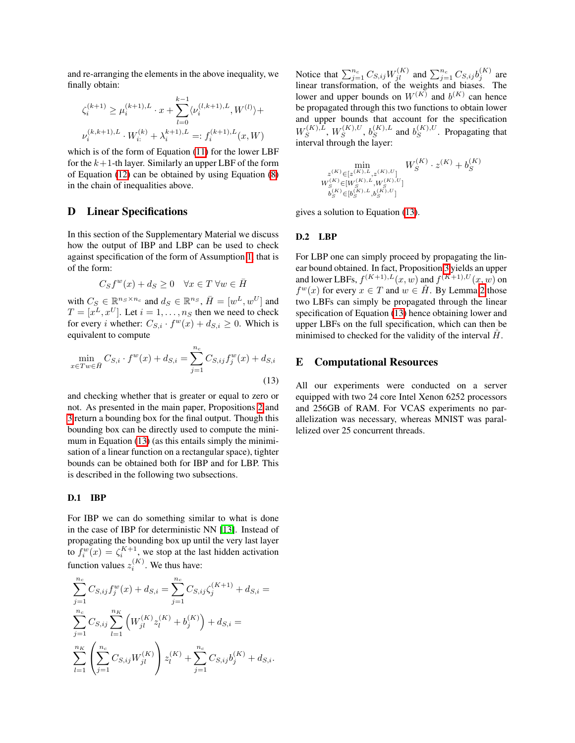and re-arranging the elements in the above inequality, we finally obtain:

$$\zeta_i^{(k+1)} \geq \mu_i^{(k+1),L} \cdot x + \sum_{l=0}^{k-1} \langle \nu_i^{(l,k+1),L}, W^{(l)} \rangle +$$

$$\nu_i^{(k,k+1),L} \cdot W_{i:}^{(k)} + \lambda_i^{k+1),L} =: f_i^{(k+1),L}(x, W)$$

which is of the form of Equation (11) for the lower LBF for the $k+1$-th layer. Similarly an upper LBF of the form of Equation (12) can be obtained by using Equation (8) in the chain of inequalities above.

# D Linear Specifications

In this section of the Supplementary Material we discuss how the output of IBP and LBP can be used to check against specification of the form of Assumption 1, that is of the form:

$$C_S f^w(x) + d_S \geq 0 \quad \forall x \in T \; \forall w \in \bar{H}$$

with $C_S \in \mathbb{R}^{n_S \times n_c}$ and $d_S \in \mathbb{R}^{n_S}$, $\bar{H} = [w^L, w^U]$ and $T = [x^L, x^U]$. Let $i = 1, \ldots, n_S$ then we need to check for every $i$ whether: $C_{S,i} \cdot f^w(x) + d_{S,i} \geq 0$. Which is equivalent to compute

$$\min_{x \in T w \in \bar{H}} C_{S,i} \cdot f^w(x) + d_{S,i} = \sum_{j=1}^{n_c} C_{S,ij} f_j^w(x) + d_{S,i} \tag{13}$$

and checking whether that is greater or equal to zero or not. As presented in the main paper, Propositions 2 and 3 return a bounding box for the final output. Though this bounding box can be directly used to compute the minimum in Equation (13) (as this entails simply the minimisation of a linear function on a rectangular space), tighter bounds can be obtained both for IBP and for LBP. This is described in the following two subsections.

## D.1 IBP

For IBP we can do something similar to what is done in the case of IBP for deterministic NN [13]. Instead of propagating the bounding box up until the very last layer to $f_i^w(x) = \zeta_i^{K+1}$, we stop at the last hidden activation function values $z_i^{(K)}$. We thus have:

$$\sum_{j=1}^{n_c} C_{S,ij} f_j^w(x) + d_{S,i} = \sum_{j=1}^{n_c} C_{S,ij} \zeta_j^{(K+1)} + d_{S,i} =$$

$$\sum_{j=1}^{n_c} C_{S,ij} \sum_{l=1}^{n_K} \left( W_{jl}^{(K)} z_l^{(K)} + b_j^{(K)} \right) + d_{S,i} =$$

$$\sum_{l=1}^{n_K} \left( \sum_{j=1}^{n_c} C_{S,ij} W_{jl}^{(K)} \right) z_l^{(K)} + \sum_{j=1}^{n_c} C_{S,ij} b_j^{(K)} + d_{S,i}.$$

Notice that $\sum_{j=1}^{n_c} C_{S,ij} W_{jl}^{(K)}$ and $\sum_{j=1}^{n_c} C_{S,ij} b_j^{(K)}$ are linear transformation, of the weights and biases. The lower and upper bounds on $W^{(K)}$ and $b^{(K)}$ can hence be propagated through this two functions to obtain lower and upper bounds that account for the specification $W_S^{(K),L}$, $W_S^{(K),U}$, $b_S^{(K),L}$ and $b_S^{(K),U}$. Propagating that interval through the layer:

$$\min_{\substack{z^{(K)} \in [z^{(K),L}, z^{(K),U}] \\ W_S^{(K)} \in [W_S^{(K),L}, W_S^{(K),U}] \\ b_S^{(K)} \in [b_S^{(K),L}, b_S^{(K),U}]}} W_S^{(K)} \cdot z^{(K)} + b_S^{(K)}$$

gives a solution to Equation (13).

## D.2 LBP

For LBP one can simply proceed by propagating the linear bound obtained. In fact, Proposition 3 yields an upper and lower LBFs, $f^{(K+1),L}(x, w)$ and $f^{(K+1),U}(x, w)$ on $f^w(x)$ for every $x \in T$ and $w \in \hat{H}$. By Lemma 2 those two LBFs can simply be propagated through the linear specification of Equation (13) hence obtaining lower and upper LBFs on the full specification, which can then be minimised to checked for the validity of the interval $\hat{H}$.

# E Computational Resources

All our experiments were conducted on a server equipped with two 24 core Intel Xenon 6252 processors and 256GB of RAM. For VCAS experiments no parallelization was necessary, whereas MNIST was parallelized over 25 concurrent threads.